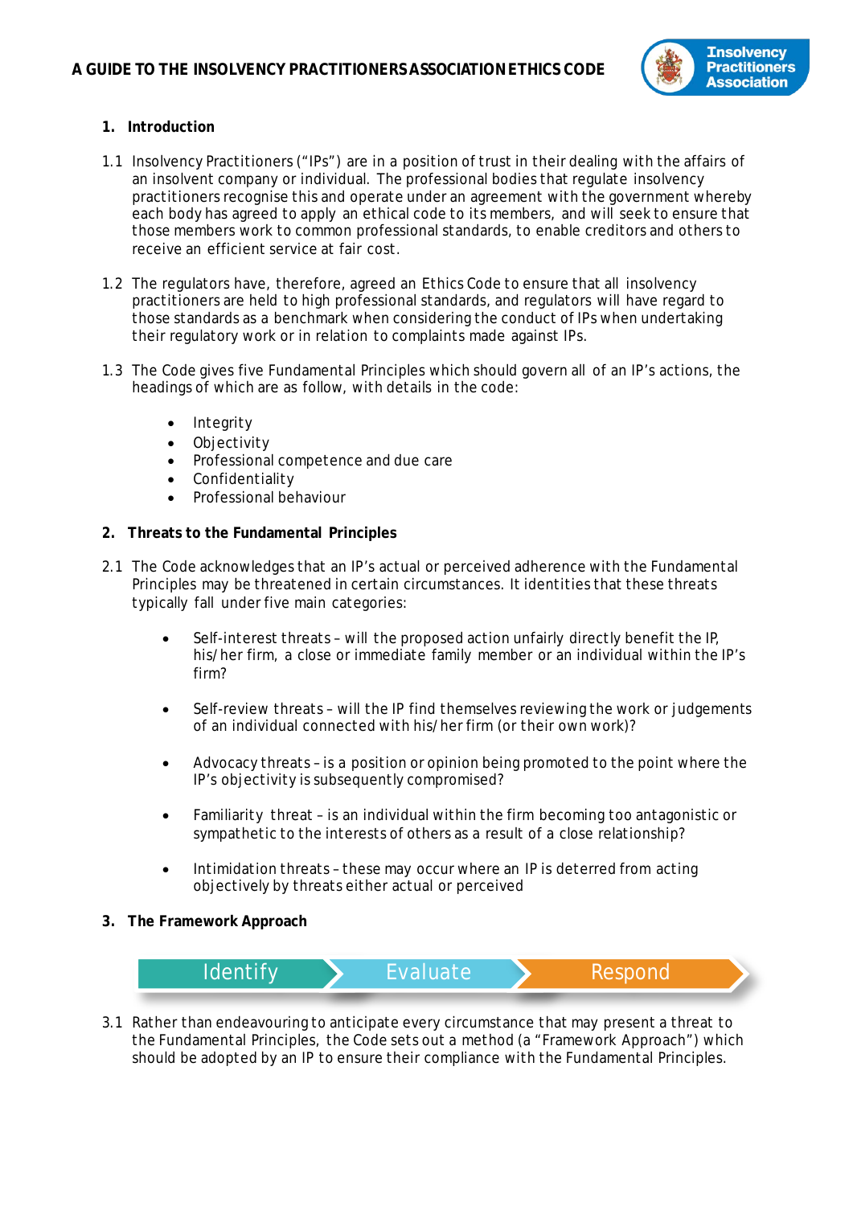# A GUIDE TO THE INSOLVENCY PRACTITIONERS ASSOCIATION ETHICS CODE

## 1. Introduction

1.1 Insolvency Practitioners ("IPs") are in a position of trust in their dealing with the affairs of an insolvent company or individual. The professional bodies that regulate insolvency practitioners recognise this and operate under an agreement with the government whereby each body has agreed to apply an ethical code to its members, and will seek to ensure that those members work to common professional standards, to enable creditors and others to receive an efficient service at fair cost.

1.2 The regulators have, therefore, agreed an Ethics Code to ensure that all insolvency practitioners are held to high professional standards, and regulators will have regard to those standards as a benchmark when considering the conduct of IPs when undertaking their regulatory work or in relation to complaints made against IPs.

1.3 The Code gives five Fundamental Principles which should govern all of an IP's actions, the headings of which are as follow, with details in the code:

- Integrity
- Objectivity
- Professional competence and due care
- Confidentiality
- Professional behaviour

## 2. Threats to the Fundamental Principles

2.1 The Code acknowledges that an IP's actual or perceived adherence with the Fundamental Principles may be threatened in certain circumstances. It identities that these threats typically fall under five main categories:

- Self-interest threats – will the proposed action unfairly directly benefit the IP, his/her firm, a close or immediate family member or an individual within the IP's firm?
- Self-review threats – will the IP find themselves reviewing the work or judgements of an individual connected with his/her firm (or their own work)?
- Advocacy threats – is a position or opinion being promoted to the point where the IP's objectivity is subsequently compromised?
- Familiarity threat – is an individual within the firm becoming too antagonistic or sympathetic to the interests of others as a result of a close relationship?
- Intimidation threats – these may occur where an IP is deterred from acting objectively by threats either actual or perceived

## 3. The Framework Approach

Identify → Evaluate → Respond

3.1 Rather than endeavouring to anticipate every circumstance that may present a threat to the Fundamental Principles, the Code sets out a method (a "Framework Approach") which should be adopted by an IP to ensure their compliance with the Fundamental Principles.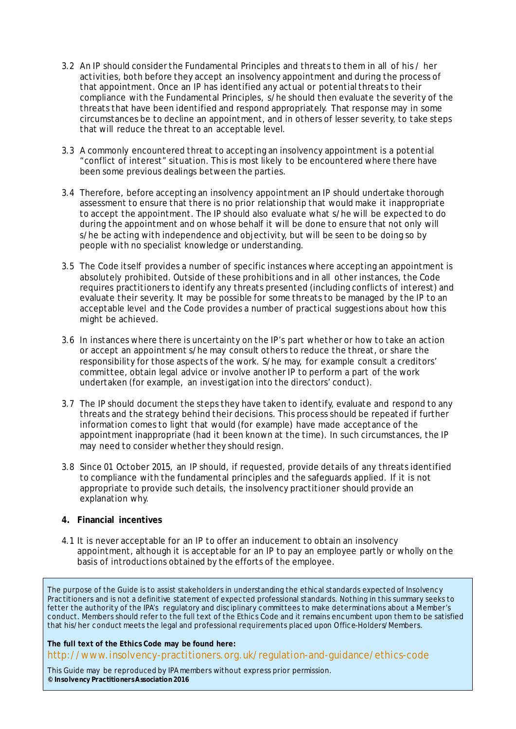3.2 An IP should consider the Fundamental Principles and threats to them in all of his / her activities, both before they accept an insolvency appointment and during the process of that appointment. Once an IP has identified any actual or potential threats to their compliance with the Fundamental Principles, s/he should then evaluate the severity of the threats that have been identified and respond appropriately. That response may in some circumstances be to decline an appointment, and in others of lesser severity, to take steps that will reduce the threat to an acceptable level.

3.3 A commonly encountered threat to accepting an insolvency appointment is a potential "conflict of interest" situation. This is most likely to be encountered where there have been some previous dealings between the parties.

3.4 Therefore, before accepting an insolvency appointment an IP should undertake thorough assessment to ensure that there is no prior relationship that would make it inappropriate to accept the appointment. The IP should also evaluate what s/he will be expected to do during the appointment and on whose behalf it will be done to ensure that not only will s/he be acting with independence and objectivity, but will be seen to be doing so by people with no specialist knowledge or understanding.

3.5 The Code itself provides a number of specific instances where accepting an appointment is absolutely prohibited. Outside of these prohibitions and in all other instances, the Code requires practitioners to identify any threats presented (including conflicts of interest) and evaluate their severity. It may be possible for some threats to be managed by the IP to an acceptable level and the Code provides a number of practical suggestions about how this might be achieved.

3.6 In instances where there is uncertainty on the IP's part whether or how to take an action or accept an appointment s/he may consult others to reduce the threat, or share the responsibility for those aspects of the work. S/he may, for example consult a creditors' committee, obtain legal advice or involve another IP to perform a part of the work undertaken (for example, an investigation into the directors' conduct).

3.7 The IP should document the steps they have taken to identify, evaluate and respond to any threats and the strategy behind their decisions. This process should be repeated if further information comes to light that would (for example) have made acceptance of the appointment inappropriate (had it been known at the time). In such circumstances, the IP may need to consider whether they should resign.

3.8 Since 01 October 2015, an IP should, if requested, provide details of any threats identified to compliance with the fundamental principles and the safeguards applied. If it is not appropriate to provide such details, the insolvency practitioner should provide an explanation why.

**4. Financial incentives**

4.1 It is never acceptable for an IP to offer an inducement to obtain an insolvency appointment, although it is acceptable for an IP to pay an employee partly or wholly on the basis of introductions obtained by the efforts of the employee.

The purpose of the Guide is to assist stakeholders in understanding the ethical standards expected of Insolvency Practitioners and is not a definitive statement of expected professional standards. Nothing in this summary seeks to fetter the authority of the IPA's regulatory and disciplinary committees to make determinations about a Member's conduct. Members should refer to the full text of the Ethics Code and it remains encumbent upon them to be satisfied that his/her conduct meets the legal and professional requirements placed upon Office-Holders/Members.

**The full text of the Ethics Code may be found here:**

http://www.insolvency-practitioners.org.uk/regulation-and-guidance/ethics-code

This Guide may be reproduced by IPA members without express prior permission.

**© Insolvency Practitioners Association 2016**